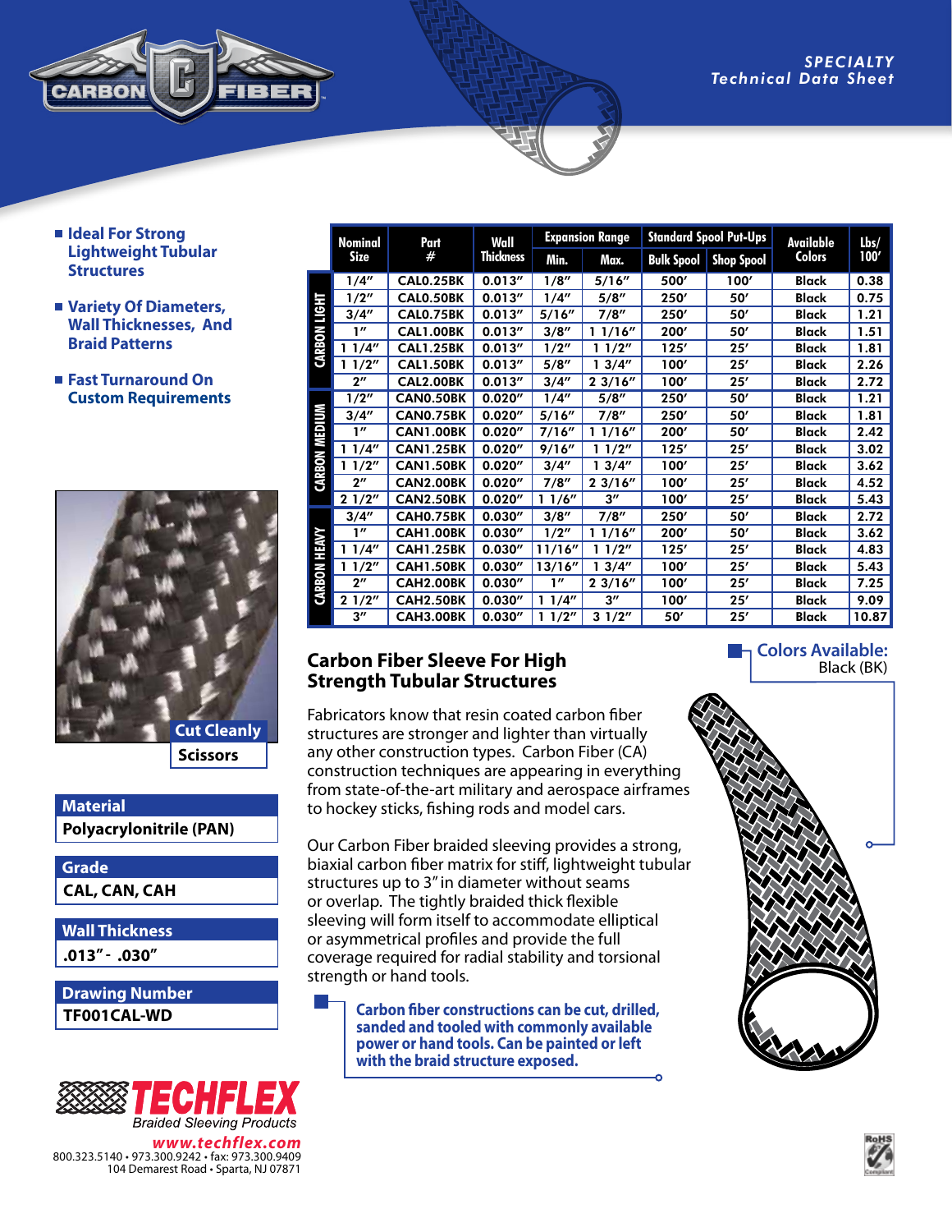SPECIALTY
*Technical Data Sheet*

- **Ideal For Strong Lightweight Tubular Structures**
- **Variety Of Diameters, Wall Thicknesses, And Braid Patterns**
- **Fast Turnaround On Custom Requirements**

| | Nominal Size | Part # | Wall Thickness | Expansion Range | | Standard Spool Put-Ups | | Available Colors | Lbs/ 100′ |
|---|---|---|---|---|---|---|---|---|---|
| | | | | Min. | Max. | Bulk Spool | Shop Spool | | |
| CARBON LIGHT | 1/4″ | CAL0.25BK | 0.013″ | 1/8″ | 5/16″ | 500′ | 100′ | Black | 0.38 |
| | 1/2″ | CAL0.50BK | 0.013″ | 1/4″ | 5/8″ | 250′ | 50′ | Black | 0.75 |
| | 3/4″ | CAL0.75BK | 0.013″ | 5/16″ | 7/8″ | 250′ | 50′ | Black | 1.21 |
| | 1″ | CAL1.00BK | 0.013″ | 3/8″ | 1 1/16″ | 200′ | 50′ | Black | 1.51 |
| | 1 1/4″ | CAL1.25BK | 0.013″ | 1/2″ | 1 1/2″ | 125′ | 25′ | Black | 1.81 |
| | 1 1/2″ | CAL1.50BK | 0.013″ | 5/8″ | 1 3/4″ | 100′ | 25′ | Black | 2.26 |
| | 2″ | CAL2.00BK | 0.013″ | 3/4″ | 2 3/16″ | 100′ | 25′ | Black | 2.72 |
| CARBON MEDIUM | 1/2″ | CAN0.50BK | 0.020″ | 1/4″ | 5/8″ | 250′ | 50′ | Black | 1.21 |
| | 3/4″ | CAN0.75BK | 0.020″ | 5/16″ | 7/8″ | 250′ | 50′ | Black | 1.81 |
| | 1″ | CAN1.00BK | 0.020″ | 7/16″ | 1 1/16″ | 200′ | 50′ | Black | 2.42 |
| | 1 1/4″ | CAN1.25BK | 0.020″ | 9/16″ | 1 1/2″ | 125′ | 25′ | Black | 3.02 |
| | 1 1/2″ | CAN1.50BK | 0.020″ | 3/4″ | 1 3/4″ | 100′ | 25′ | Black | 3.62 |
| | 2″ | CAN2.00BK | 0.020″ | 7/8″ | 2 3/16″ | 100′ | 25′ | Black | 4.52 |
| | 2 1/2″ | CAN2.50BK | 0.020″ | 1 1/6″ | 3″ | 100′ | 25′ | Black | 5.43 |
| CARBON HEAVY | 3/4″ | CAH0.75BK | 0.030″ | 3/8″ | 7/8″ | 250′ | 50′ | Black | 2.72 |
| | 1″ | CAH1.00BK | 0.030″ | 1/2″ | 1 1/16″ | 200′ | 50′ | Black | 3.62 |
| | 1 1/4″ | CAH1.25BK | 0.030″ | 11/16″ | 1 1/2″ | 125′ | 25′ | Black | 4.83 |
| | 1 1/2″ | CAH1.50BK | 0.030″ | 13/16″ | 1 3/4″ | 100′ | 25′ | Black | 5.43 |
| | 2″ | CAH2.00BK | 0.030″ | 1″ | 2 3/16″ | 100′ | 25′ | Black | 7.25 |
| | 2 1/2″ | CAH2.50BK | 0.030″ | 1 1/4″ | 3″ | 100′ | 25′ | Black | 9.09 |
| | 3″ | CAH3.00BK | 0.030″ | 1 1/2″ | 3 1/2″ | 50′ | 25′ | Black | 10.87 |

Cut Cleanly
Scissors

| Material |
|---|
| Polyacrylonitrile (PAN) |

| Grade |
|---|
| CAL, CAN, CAH |

| Wall Thickness |
|---|
| .013″ - .030″ |

| Drawing Number |
|---|
| TF001CAL-WD |

## Carbon Fiber Sleeve For High Strength Tubular Structures

**Colors Available:**
Black (BK)

Fabricators know that resin coated carbon fiber structures are stronger and lighter than virtually any other construction types. Carbon Fiber (CA) construction techniques are appearing in everything from state-of-the-art military and aerospace airframes to hockey sticks, fishing rods and model cars.

Our Carbon Fiber braided sleeving provides a strong, biaxial carbon fiber matrix for stiff, lightweight tubular structures up to 3″ in diameter without seams or overlap. The tightly braided thick flexible sleeving will form itself to accommodate elliptical or asymmetrical profiles and provide the full coverage required for radial stability and torsional strength or hand tools.

**Carbon fiber constructions can be cut, drilled, sanded and tooled with commonly available power or hand tools. Can be painted or left with the braid structure exposed.**

**TECHFLEX**
*Braided Sleeving Products*
**www.techflex.com**
800.323.5140 • 973.300.9242 • fax: 973.300.9409
104 Demarest Road • Sparta, NJ 07871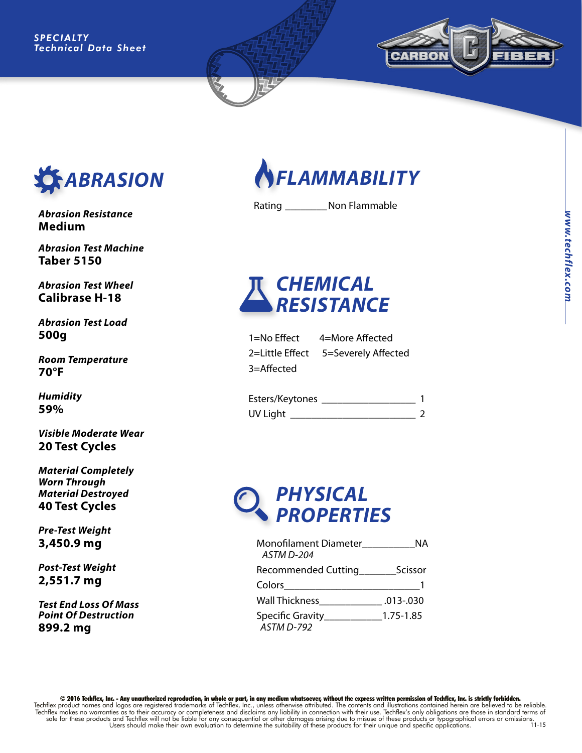*SPECIALTY*
*Technical Data Sheet*

CARBON FIBER

## ABRASION

***Abrasion Resistance***
**Medium**

***Abrasion Test Machine***
**Taber 5150**

***Abrasion Test Wheel***
**Calibrase H-18**

***Abrasion Test Load***
**500g**

***Room Temperature***
**70°F**

***Humidity***
**59%**

***Visible Moderate Wear***
**20 Test Cycles**

***Material Completely Worn Through Material Destroyed***
**40 Test Cycles**

***Pre-Test Weight***
**3,450.9 mg**

***Post-Test Weight***
**2,551.7 mg**

***Test End Loss Of Mass Point Of Destruction***
**899.2 mg**

## FLAMMABILITY

Rating ________Non Flammable

## CHEMICAL RESISTANCE

1=No Effect 4=More Affected
2=Little Effect 5=Severely Affected
3=Affected

Esters/Keytones __________________ 1
UV Light ________________________ 2

## PHYSICAL PROPERTIES

Monofilament Diameter__________NA
*ASTM D-204*

Recommended Cutting_______Scissor

Colors___________________________1

Wall Thickness____________ .013-.030

Specific Gravity___________1.75-1.85
*ASTM D-792*

www.techflex.com

**© 2016 Techflex, Inc. - Any unauthorized reproduction, in whole or part, in any medium whatsoever, without the express written permission of Techflex, Inc. is strictly forbidden.**
Techflex product names and logos are registered trademarks of Techflex, Inc., unless otherwise attributed. The contents and illustrations contained herein are believed to be reliable. Techflex makes no warranties as to their accuracy or completeness and disclaims any liability in connection with their use. Techflex's only obligations are those in standard terms of sale for these products and Techflex will not be liable for any consequential or other damages arising due to misuse of these products or typographical errors or omissions. Users should make their own evaluation to determine the suitability of these products for their unique and specific applications. 11-15